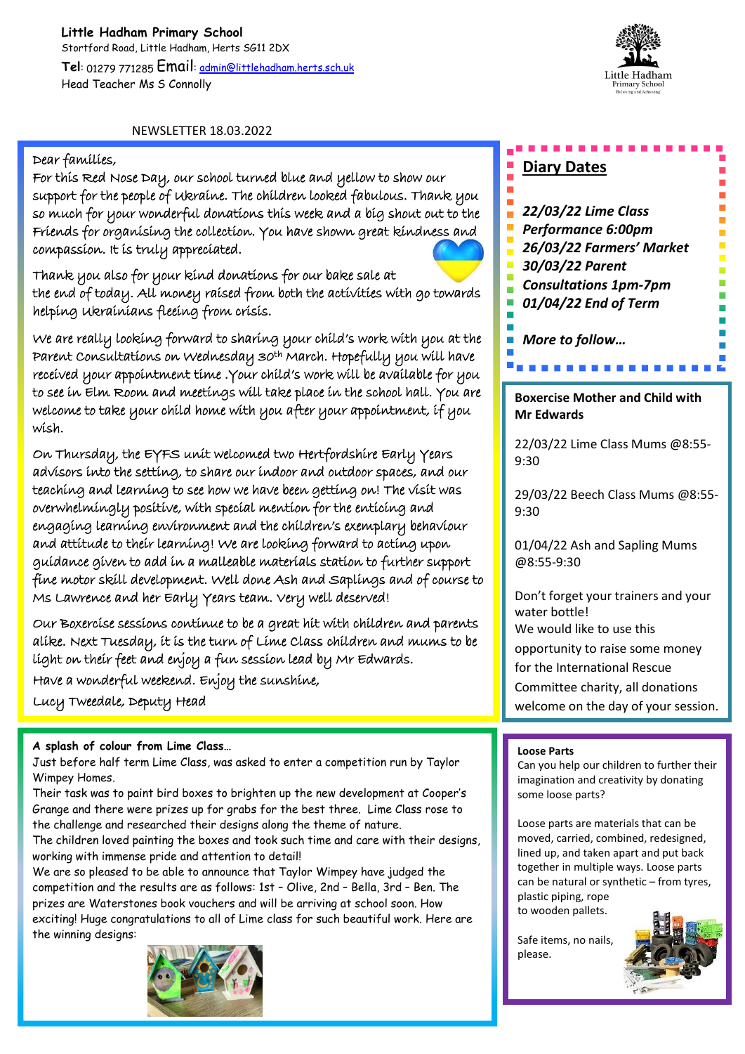**Little Hadham Primary School**
Stortford Road, Little Hadham, Herts SG11 2DX
**Tel**: 01279 771285 **Email**: admin@littlehadham.herts.sch.uk
Head Teacher Ms S Connolly

NEWSLETTER 18.03.2022

Dear families,

For this Red Nose Day, our school turned blue and yellow to show our support for the people of Ukraine. The children looked fabulous. Thank you so much for your wonderful donations this week and a big shout out to the Friends for organising the collection. You have shown great kindness and compassion. It is truly appreciated.

Thank you also for your kind donations for our bake sale at the end of today. All money raised from both the activities with go towards helping Ukrainians fleeing from crisis.

We are really looking forward to sharing your child's work with you at the Parent Consultations on Wednesday 30th March. Hopefully you will have received your appointment time .Your child's work will be available for you to see in Elm Room and meetings will take place in the school hall. You are welcome to take your child home with you after your appointment, if you wish.

On Thursday, the EYFS unit welcomed two Hertfordshire Early Years advisors into the setting, to share our indoor and outdoor spaces, and our teaching and learning to see how we have been getting on! The visit was overwhelmingly positive, with special mention for the enticing and engaging learning environment and the children's exemplary behaviour and attitude to their learning! We are looking forward to acting upon guidance given to add in a malleable materials station to further support fine motor skill development. Well done Ash and Saplings and of course to Ms Lawrence and her Early Years team. Very well deserved!

Our Boxercise sessions continue to be a great hit with children and parents alike. Next Tuesday, it is the turn of Lime Class children and mums to be light on their feet and enjoy a fun session lead by Mr Edwards.

Have a wonderful weekend. Enjoy the sunshine,

Lucy Tweedale, Deputy Head

## Diary Dates

***22/03/22 Lime Class Performance 6:00pm***
***26/03/22 Farmers' Market***
***30/03/22 Parent Consultations 1pm-7pm***
***01/04/22 End of Term***

***More to follow…***

**Boxercise Mother and Child with Mr Edwards**

22/03/22 Lime Class Mums @8:55-9:30

29/03/22 Beech Class Mums @8:55-9:30

01/04/22 Ash and Sapling Mums @8:55-9:30

Don't forget your trainers and your water bottle!
We would like to use this opportunity to raise some money for the International Rescue Committee charity, all donations welcome on the day of your session.

**A splash of colour from Lime Class…**

Just before half term Lime Class, was asked to enter a competition run by Taylor Wimpey Homes.
Their task was to paint bird boxes to brighten up the new development at Cooper's Grange and there were prizes up for grabs for the best three. Lime Class rose to the challenge and researched their designs along the theme of nature.
The children loved painting the boxes and took such time and care with their designs, working with immense pride and attention to detail!
We are so pleased to be able to announce that Taylor Wimpey have judged the competition and the results are as follows: 1st – Olive, 2nd – Bella, 3rd – Ben. The prizes are Waterstones book vouchers and will be arriving at school soon. How exciting! Huge congratulations to all of Lime class for such beautiful work. Here are the winning designs:

**Loose Parts**

Can you help our children to further their imagination and creativity by donating some loose parts?

Loose parts are materials that can be moved, carried, combined, redesigned, lined up, and taken apart and put back together in multiple ways. Loose parts can be natural or synthetic – from tyres, plastic piping, rope to wooden pallets.

Safe items, no nails, please.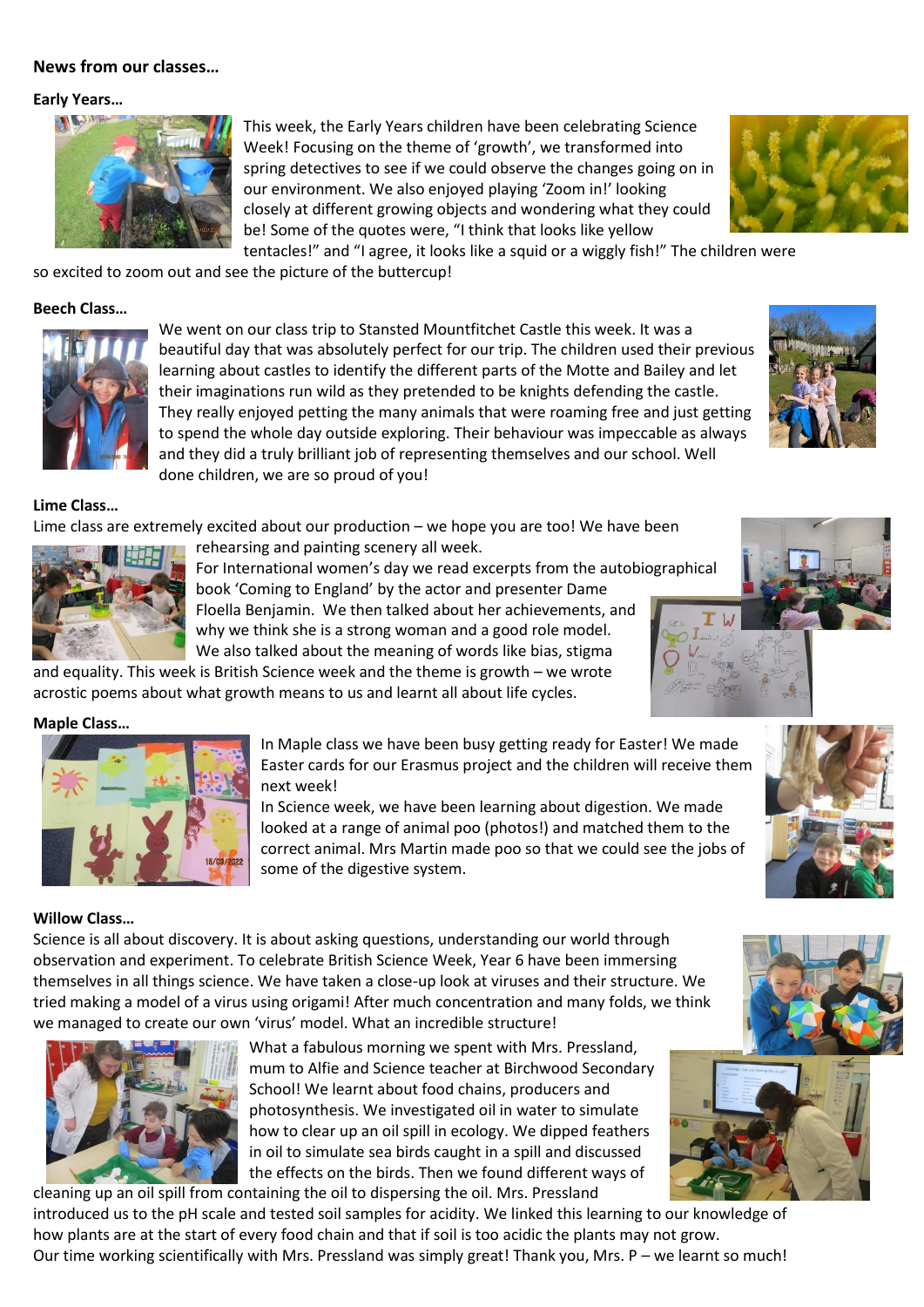**News from our classes…**

**Early Years…**

This week, the Early Years children have been celebrating Science Week! Focusing on the theme of 'growth', we transformed into spring detectives to see if we could observe the changes going on in our environment. We also enjoyed playing 'Zoom in!' looking closely at different growing objects and wondering what they could be! Some of the quotes were, "I think that looks like yellow tentacles!" and "I agree, it looks like a squid or a wiggly fish!" The children were so excited to zoom out and see the picture of the buttercup!

**Beech Class…**

We went on our class trip to Stansted Mountfitchet Castle this week. It was a beautiful day that was absolutely perfect for our trip. The children used their previous learning about castles to identify the different parts of the Motte and Bailey and let their imaginations run wild as they pretended to be knights defending the castle. They really enjoyed petting the many animals that were roaming free and just getting to spend the whole day outside exploring. Their behaviour was impeccable as always and they did a truly brilliant job of representing themselves and our school. Well done children, we are so proud of you!

**Lime Class…**

Lime class are extremely excited about our production – we hope you are too! We have been rehearsing and painting scenery all week.

For International women's day we read excerpts from the autobiographical book 'Coming to England' by the actor and presenter Dame Floella Benjamin. We then talked about her achievements, and why we think she is a strong woman and a good role model. We also talked about the meaning of words like bias, stigma and equality. This week is British Science week and the theme is growth – we wrote acrostic poems about what growth means to us and learnt all about life cycles.

**Maple Class…**

In Maple class we have been busy getting ready for Easter! We made Easter cards for our Erasmus project and the children will receive them next week!

In Science week, we have been learning about digestion. We made looked at a range of animal poo (photos!) and matched them to the correct animal. Mrs Martin made poo so that we could see the jobs of some of the digestive system.

**Willow Class…**

Science is all about discovery. It is about asking questions, understanding our world through observation and experiment. To celebrate British Science Week, Year 6 have been immersing themselves in all things science. We have taken a close-up look at viruses and their structure. We tried making a model of a virus using origami! After much concentration and many folds, we think we managed to create our own 'virus' model. What an incredible structure!

What a fabulous morning we spent with Mrs. Pressland, mum to Alfie and Science teacher at Birchwood Secondary School! We learnt about food chains, producers and photosynthesis. We investigated oil in water to simulate how to clear up an oil spill in ecology. We dipped feathers in oil to simulate sea birds caught in a spill and discussed the effects on the birds. Then we found different ways of cleaning up an oil spill from containing the oil to dispersing the oil. Mrs. Pressland introduced us to the pH scale and tested soil samples for acidity. We linked this learning to our knowledge of how plants are at the start of every food chain and that if soil is too acidic the plants may not grow. Our time working scientifically with Mrs. Pressland was simply great! Thank you, Mrs. P – we learnt so much!